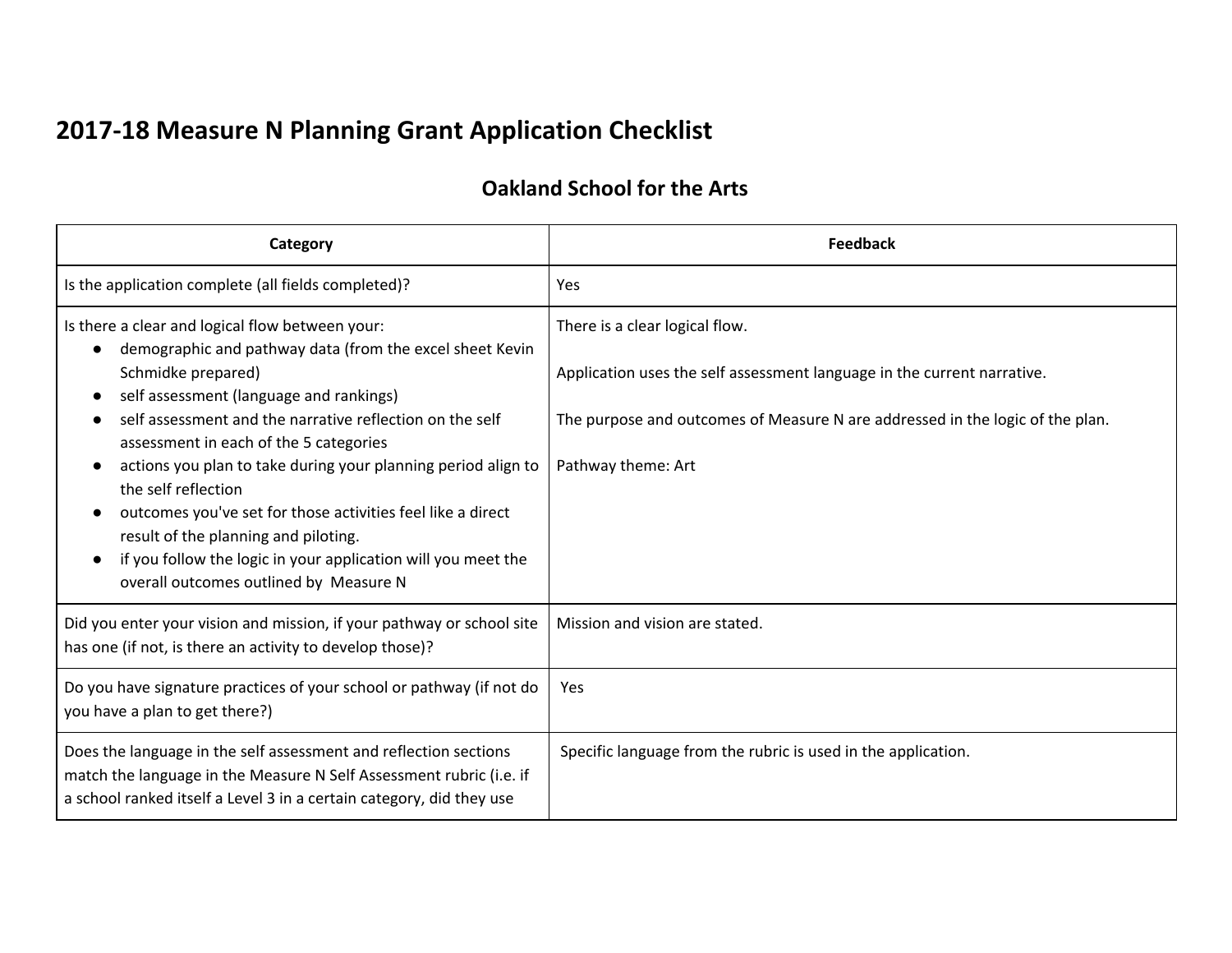# 2017-18 Measure N Planning Grant Application Checklist

## Oakland School for the Arts

| Category | Feedback |
|---|---|
| Is the application complete (all fields completed)? | Yes |
| Is there a clear and logical flow between your:<br>• demographic and pathway data (from the excel sheet Kevin Schmidke prepared)<br>• self assessment (language and rankings)<br>• self assessment and the narrative reflection on the self assessment in each of the 5 categories<br>• actions you plan to take during your planning period align to the self reflection<br>• outcomes you've set for those activities feel like a direct result of the planning and piloting.<br>• if you follow the logic in your application will you meet the overall outcomes outlined by Measure N | There is a clear logical flow.<br><br>Application uses the self assessment language in the current narrative.<br><br>The purpose and outcomes of Measure N are addressed in the logic of the plan.<br><br>Pathway theme: Art |
| Did you enter your vision and mission, if your pathway or school site has one (if not, is there an activity to develop those)? | Mission and vision are stated. |
| Do you have signature practices of your school or pathway (if not do you have a plan to get there?) | Yes |
| Does the language in the self assessment and reflection sections match the language in the Measure N Self Assessment rubric (i.e. if a school ranked itself a Level 3 in a certain category, did they use | Specific language from the rubric is used in the application. |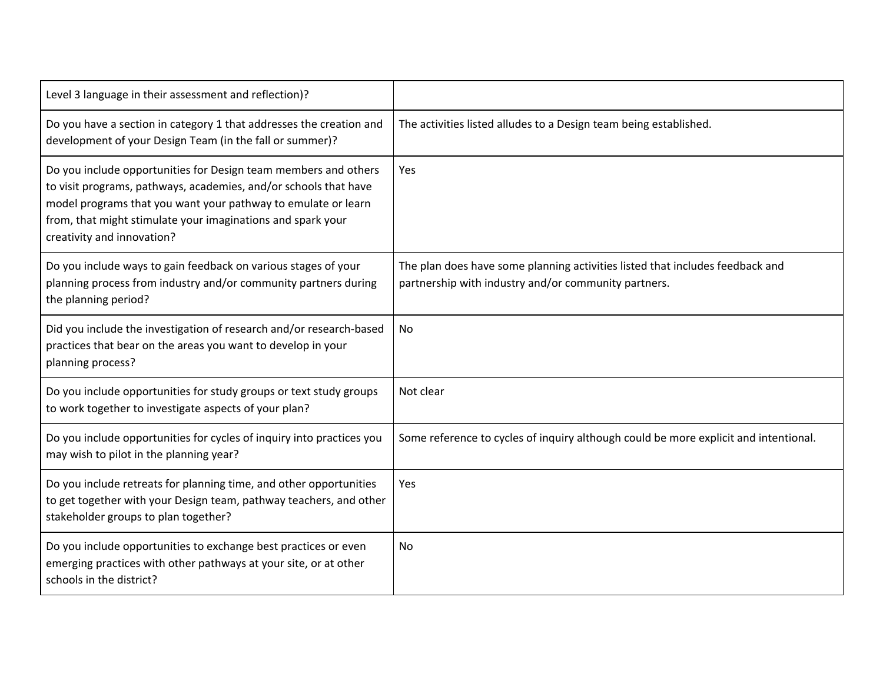| | |
|---|---|
| Level 3 language in their assessment and reflection)? | |
| Do you have a section in category 1 that addresses the creation and development of your Design Team (in the fall or summer)? | The activities listed alludes to a Design team being established. |
| Do you include opportunities for Design team members and others to visit programs, pathways, academies, and/or schools that have model programs that you want your pathway to emulate or learn from, that might stimulate your imaginations and spark your creativity and innovation? | Yes |
| Do you include ways to gain feedback on various stages of your planning process from industry and/or community partners during the planning period? | The plan does have some planning activities listed that includes feedback and partnership with industry and/or community partners. |
| Did you include the investigation of research and/or research-based practices that bear on the areas you want to develop in your planning process? | No |
| Do you include opportunities for study groups or text study groups to work together to investigate aspects of your plan? | Not clear |
| Do you include opportunities for cycles of inquiry into practices you may wish to pilot in the planning year? | Some reference to cycles of inquiry although could be more explicit and intentional. |
| Do you include retreats for planning time, and other opportunities to get together with your Design team, pathway teachers, and other stakeholder groups to plan together? | Yes |
| Do you include opportunities to exchange best practices or even emerging practices with other pathways at your site, or at other schools in the district? | No |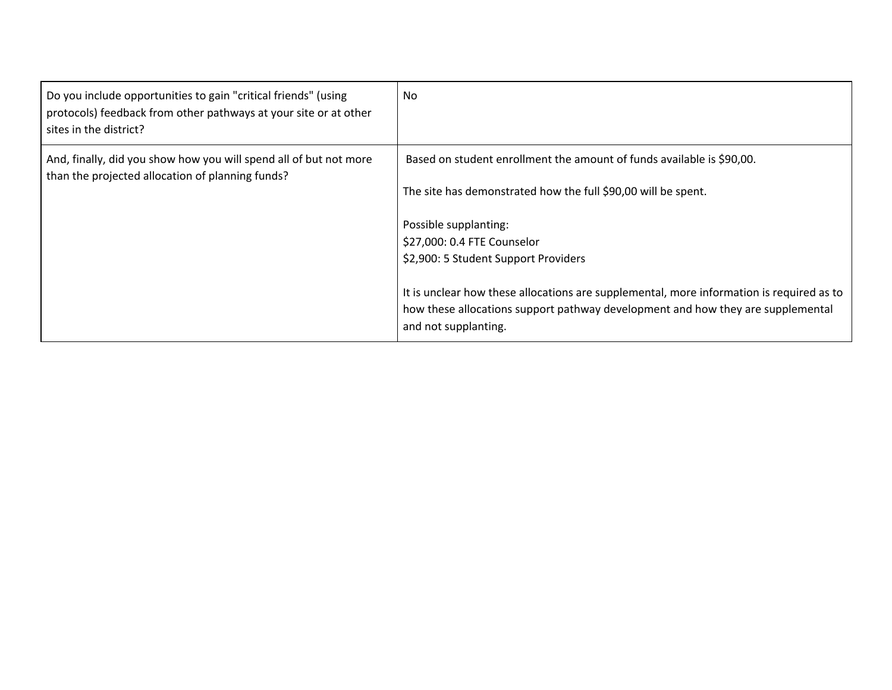| | |
|---|---|
| Do you include opportunities to gain "critical friends" (using protocols) feedback from other pathways at your site or at other sites in the district? | No |
| And, finally, did you show how you will spend all of but not more than the projected allocation of planning funds? | Based on student enrollment the amount of funds available is $90,00.<br><br>The site has demonstrated how the full $90,00 will be spent.<br><br>Possible supplanting:<br>$27,000: 0.4 FTE Counselor<br>$2,900: 5 Student Support Providers<br><br>It is unclear how these allocations are supplemental, more information is required as to how these allocations support pathway development and how they are supplemental and not supplanting. |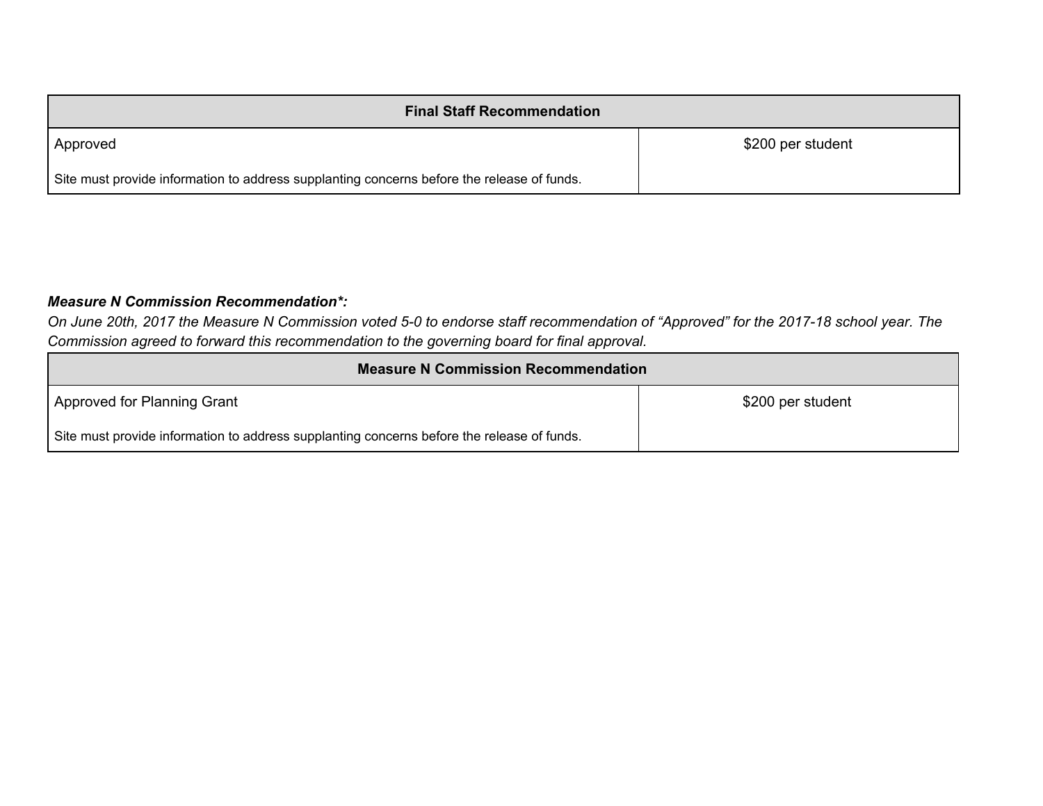| Final Staff Recommendation | |
|---|---|
| Approved<br><br>Site must provide information to address supplanting concerns before the release of funds. | $200 per student |

***Measure N Commission Recommendation*:***
*On June 20th, 2017 the Measure N Commission voted 5-0 to endorse staff recommendation of "Approved" for the 2017-18 school year. The Commission agreed to forward this recommendation to the governing board for final approval.*

| Measure N Commission Recommendation | |
|---|---|
| Approved for Planning Grant<br><br>Site must provide information to address supplanting concerns before the release of funds. | $200 per student |